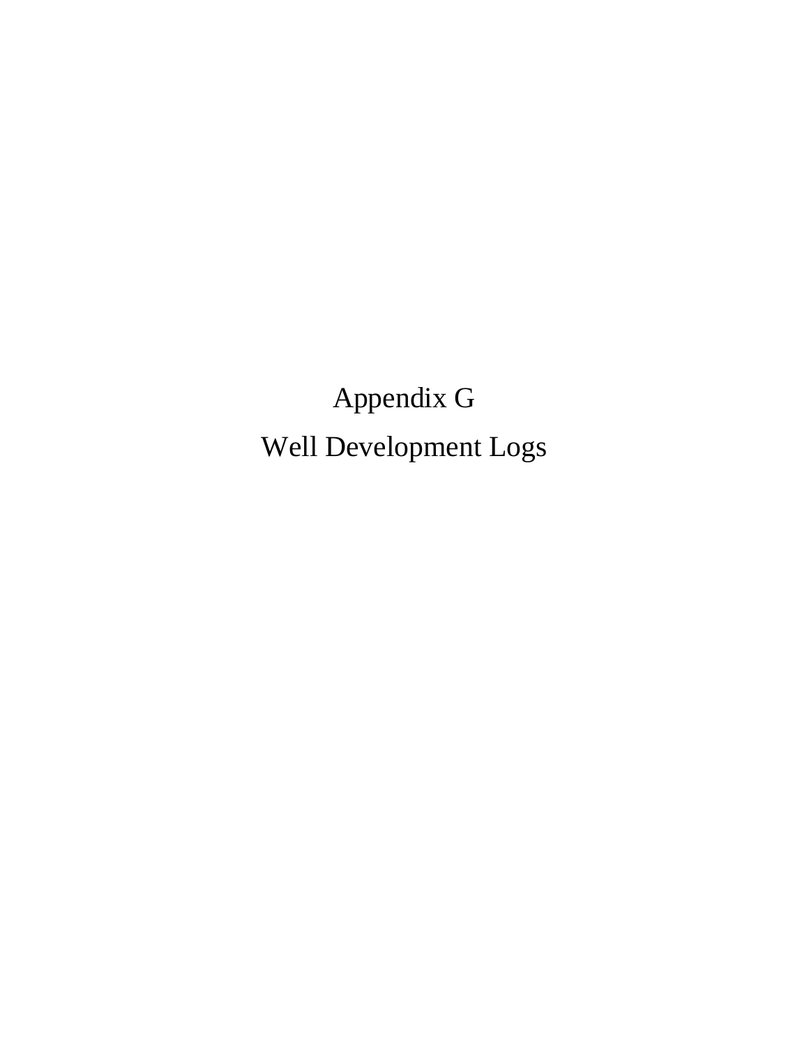# Appendix G

# Well Development Logs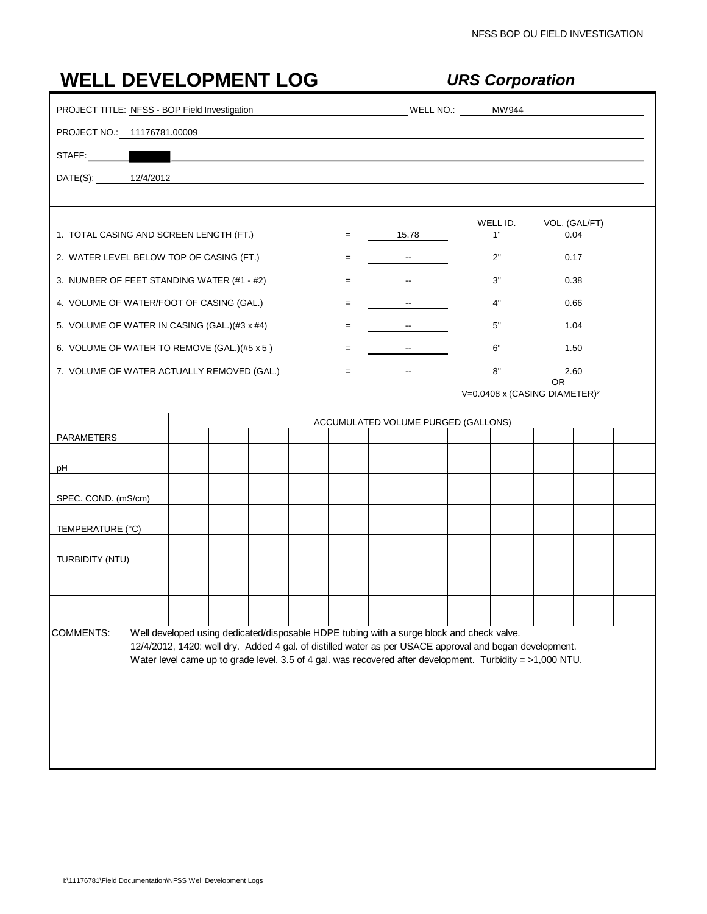# WELL DEVELOPMENT LOG

***URS Corporation***

PROJECT TITLE: NFSS - BOP Field Investigation WELL NO.: MW944

PROJECT NO.: 11176781.00009

STAFF:

DATE(S): 12/4/2012

| | | | WELL ID. | VOL. (GAL/FT) |
|---|---|---|---|---|
| 1. TOTAL CASING AND SCREEN LENGTH (FT.) | = | 15.78 | 1" | 0.04 |
| 2. WATER LEVEL BELOW TOP OF CASING (FT.) | = | -- | 2" | 0.17 |
| 3. NUMBER OF FEET STANDING WATER (#1 - #2) | = | -- | 3" | 0.38 |
| 4. VOLUME OF WATER/FOOT OF CASING (GAL.) | = | -- | 4" | 0.66 |
| 5. VOLUME OF WATER IN CASING (GAL.)(#3 x #4) | = | -- | 5" | 1.04 |
| 6. VOLUME OF WATER TO REMOVE (GAL.)(#5 x 5 ) | = | -- | 6" | 1.50 |
| 7. VOLUME OF WATER ACTUALLY REMOVED (GAL.) | = | -- | 8" | 2.60 |

OR

$V=0.0408 \times (\text{CASING DIAMETER})^2$

| PARAMETERS | ACCUMULATED VOLUME PURGED (GALLONS) | | | | | | | | | | | |
|---|---|---|---|---|---|---|---|---|---|---|---|---|
| | | | | | | | | | | | | |
| pH | | | | | | | | | | | | |
| SPEC. COND. (mS/cm) | | | | | | | | | | | | |
| TEMPERATURE (°C) | | | | | | | | | | | | |
| TURBIDITY (NTU) | | | | | | | | | | | | |
| | | | | | | | | | | | | |
| | | | | | | | | | | | | |

COMMENTS: Well developed using dedicated/disposable HDPE tubing with a surge block and check valve.
12/4/2012, 1420: well dry. Added 4 gal. of distilled water as per USACE approval and began development.
Water level came up to grade level. 3.5 of 4 gal. was recovered after development. Turbidity = >1,000 NTU.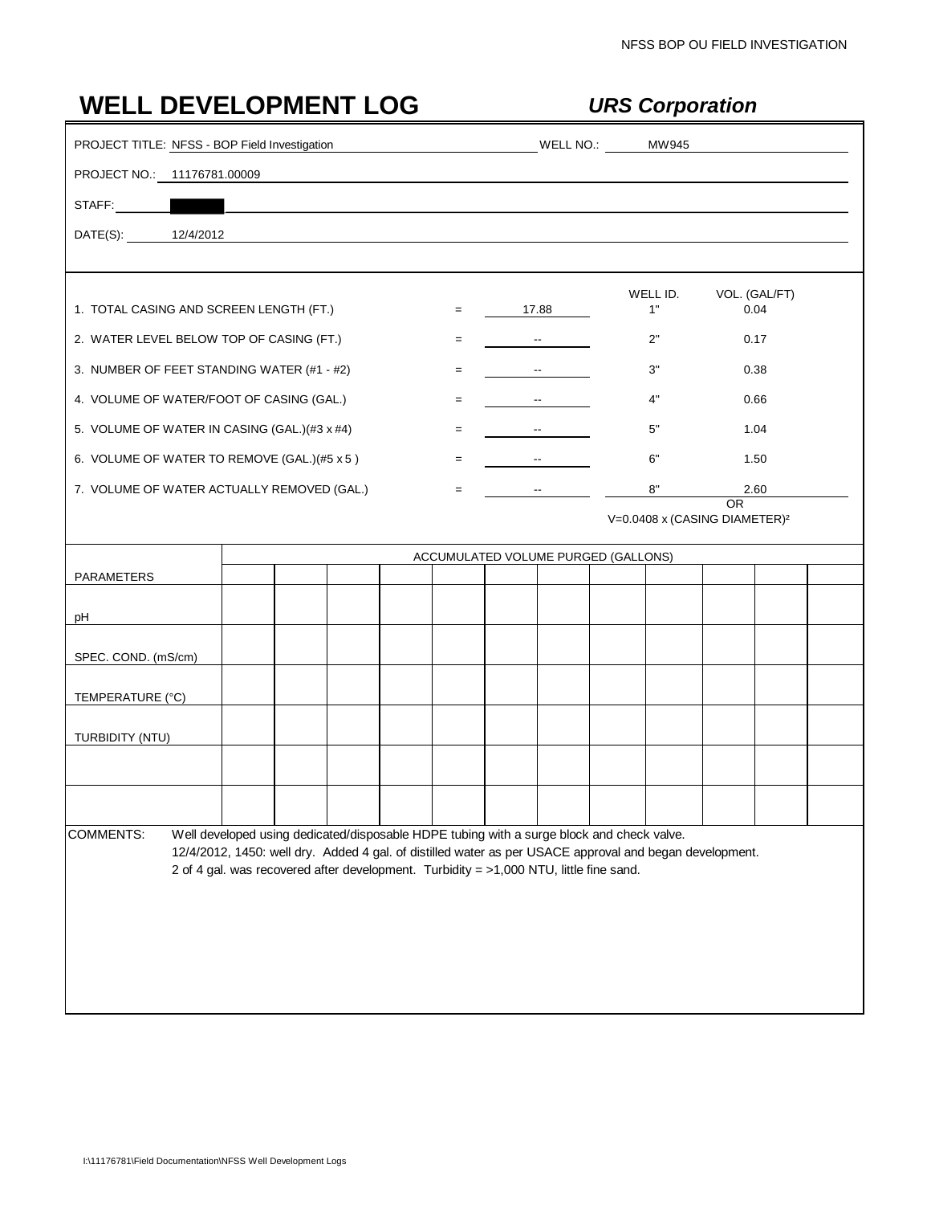# WELL DEVELOPMENT LOG

***URS Corporation***

PROJECT TITLE: NFSS - BOP Field Investigation WELL NO.: MW945

PROJECT NO.: 11176781.00009

STAFF:

DATE(S): 12/4/2012

| | | | WELL ID. | VOL. (GAL/FT) |
|---|---|---|---|---|
| 1. TOTAL CASING AND SCREEN LENGTH (FT.) | = | 17.88 | 1" | 0.04 |
| 2. WATER LEVEL BELOW TOP OF CASING (FT.) | = | -- | 2" | 0.17 |
| 3. NUMBER OF FEET STANDING WATER (#1 - #2) | = | -- | 3" | 0.38 |
| 4. VOLUME OF WATER/FOOT OF CASING (GAL.) | = | -- | 4" | 0.66 |
| 5. VOLUME OF WATER IN CASING (GAL.)(#3 x #4) | = | -- | 5" | 1.04 |
| 6. VOLUME OF WATER TO REMOVE (GAL.)(#5 x 5 ) | = | -- | 6" | 1.50 |
| 7. VOLUME OF WATER ACTUALLY REMOVED (GAL.) | = | -- | 8" | 2.60 |

OR

$V=0.0408 \times (\text{CASING DIAMETER})^2$

| | ACCUMULATED VOLUME PURGED (GALLONS) | | | | | | | | | | | |
|---|---|---|---|---|---|---|---|---|---|---|---|---|
| PARAMETERS | | | | | | | | | | | | |
| pH | | | | | | | | | | | | |
| SPEC. COND. (mS/cm) | | | | | | | | | | | | |
| TEMPERATURE (°C) | | | | | | | | | | | | |
| TURBIDITY (NTU) | | | | | | | | | | | | |
| | | | | | | | | | | | | |
| | | | | | | | | | | | | |

COMMENTS: Well developed using dedicated/disposable HDPE tubing with a surge block and check valve.
12/4/2012, 1450: well dry. Added 4 gal. of distilled water as per USACE approval and began development.
2 of 4 gal. was recovered after development. Turbidity = >1,000 NTU, little fine sand.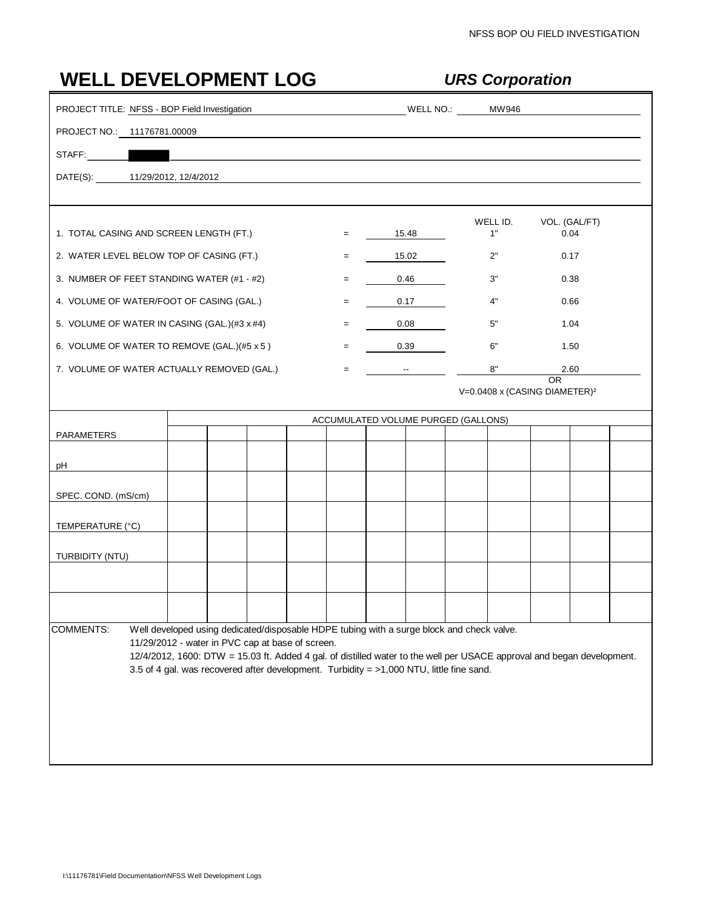# WELL DEVELOPMENT LOG

***URS Corporation***

PROJECT TITLE: NFSS - BOP Field Investigation WELL NO.: MW946

PROJECT NO.: 11176781.00009

STAFF: 

DATE(S): 11/29/2012, 12/4/2012

| | | | WELL ID. | VOL. (GAL/FT) |
|---|---|---|---|---|
| 1. TOTAL CASING AND SCREEN LENGTH (FT.) | = | 15.48 | 1" | 0.04 |
| 2. WATER LEVEL BELOW TOP OF CASING (FT.) | = | 15.02 | 2" | 0.17 |
| 3. NUMBER OF FEET STANDING WATER (#1 - #2) | = | 0.46 | 3" | 0.38 |
| 4. VOLUME OF WATER/FOOT OF CASING (GAL.) | = | 0.17 | 4" | 0.66 |
| 5. VOLUME OF WATER IN CASING (GAL.)(#3 x #4) | = | 0.08 | 5" | 1.04 |
| 6. VOLUME OF WATER TO REMOVE (GAL.)(#5 x 5 ) | = | 0.39 | 6" | 1.50 |
| 7. VOLUME OF WATER ACTUALLY REMOVED (GAL.) | = | -- | 8" | 2.60 |

OR

$V=0.0408 \times (\text{CASING DIAMETER})^2$

| | ACCUMULATED VOLUME PURGED (GALLONS) | | | | | | | | | | | |
|---|---|---|---|---|---|---|---|---|---|---|---|---|
| PARAMETERS | | | | | | | | | | | | |
| pH | | | | | | | | | | | | |
| SPEC. COND. (mS/cm) | | | | | | | | | | | | |
| TEMPERATURE (°C) | | | | | | | | | | | | |
| TURBIDITY (NTU) | | | | | | | | | | | | |
| | | | | | | | | | | | | |
| | | | | | | | | | | | | |

COMMENTS: Well developed using dedicated/disposable HDPE tubing with a surge block and check valve.
11/29/2012 - water in PVC cap at base of screen.
12/4/2012, 1600: DTW = 15.03 ft. Added 4 gal. of distilled water to the well per USACE approval and began development.
3.5 of 4 gal. was recovered after development. Turbidity = >1,000 NTU, little fine sand.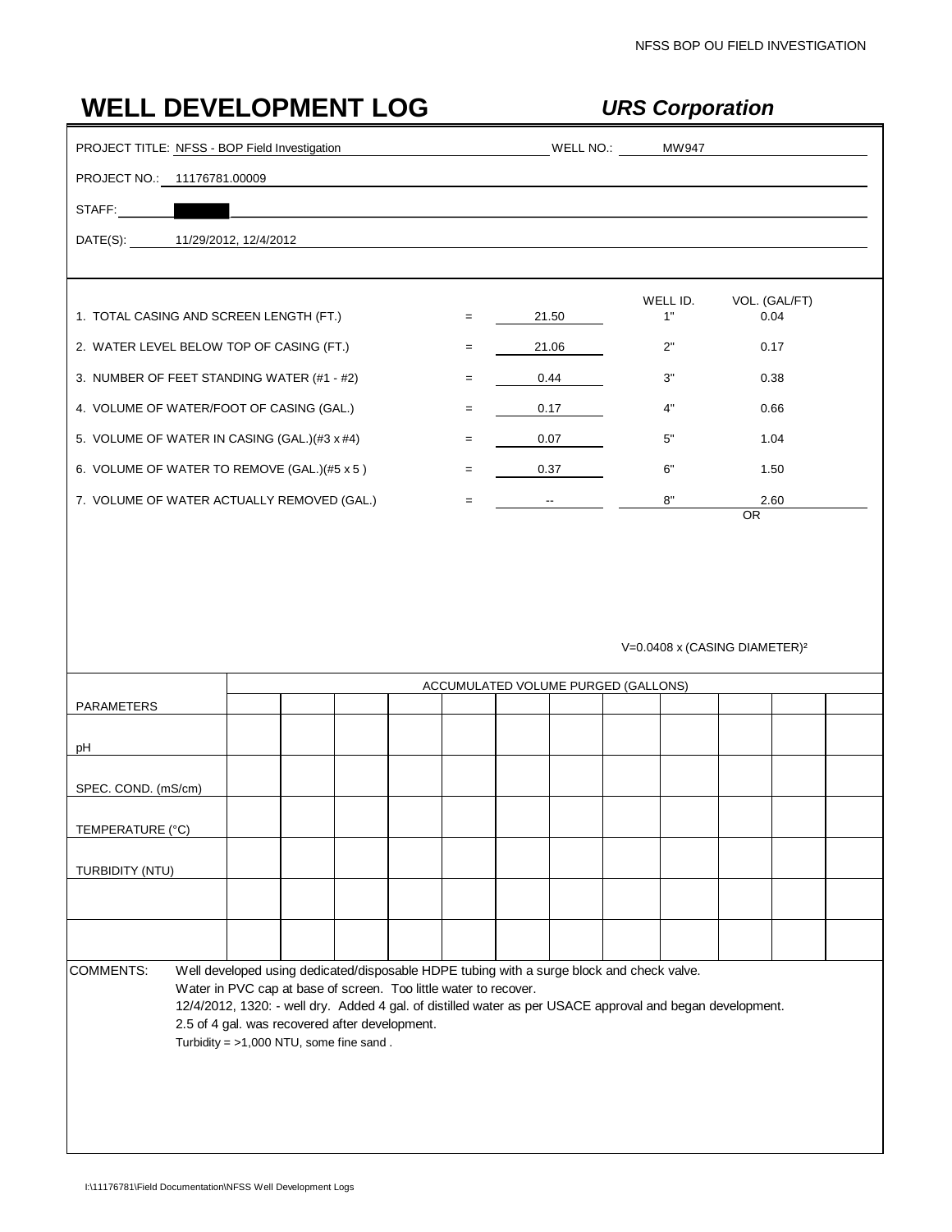# WELL DEVELOPMENT LOG

***URS Corporation***

PROJECT TITLE: NFSS - BOP Field Investigation WELL NO.: MW947

PROJECT NO.: 11176781.00009

STAFF: ██████

DATE(S): 11/29/2012, 12/4/2012

| | | | WELL ID. | VOL. (GAL/FT) |
|---|---|---|---|---|
| 1. TOTAL CASING AND SCREEN LENGTH (FT.) | = | 21.50 | 1" | 0.04 |
| 2. WATER LEVEL BELOW TOP OF CASING (FT.) | = | 21.06 | 2" | 0.17 |
| 3. NUMBER OF FEET STANDING WATER (#1 - #2) | = | 0.44 | 3" | 0.38 |
| 4. VOLUME OF WATER/FOOT OF CASING (GAL.) | = | 0.17 | 4" | 0.66 |
| 5. VOLUME OF WATER IN CASING (GAL.)(#3 x #4) | = | 0.07 | 5" | 1.04 |
| 6. VOLUME OF WATER TO REMOVE (GAL.)(#5 x 5 ) | = | 0.37 | 6" | 1.50 |
| 7. VOLUME OF WATER ACTUALLY REMOVED (GAL.) | = | -- | 8" | 2.60 |

OR

$V = 0.0408 \times (\text{CASING DIAMETER})^2$

| PARAMETERS | ACCUMULATED VOLUME PURGED (GALLONS) | | | | | | | | | | | |
|---|---|---|---|---|---|---|---|---|---|---|---|---|
| | | | | | | | | | | | | |
| pH | | | | | | | | | | | | |
| SPEC. COND. (mS/cm) | | | | | | | | | | | | |
| TEMPERATURE (°C) | | | | | | | | | | | | |
| TURBIDITY (NTU) | | | | | | | | | | | | |
| | | | | | | | | | | | | |
| | | | | | | | | | | | | |

COMMENTS: Well developed using dedicated/disposable HDPE tubing with a surge block and check valve.
Water in PVC cap at base of screen. Too little water to recover.
12/4/2012, 1320: - well dry. Added 4 gal. of distilled water as per USACE approval and began development.
2.5 of 4 gal. was recovered after development.
Turbidity = >1,000 NTU, some fine sand .

I:\11176781\Field Documentation\NFSS Well Development Logs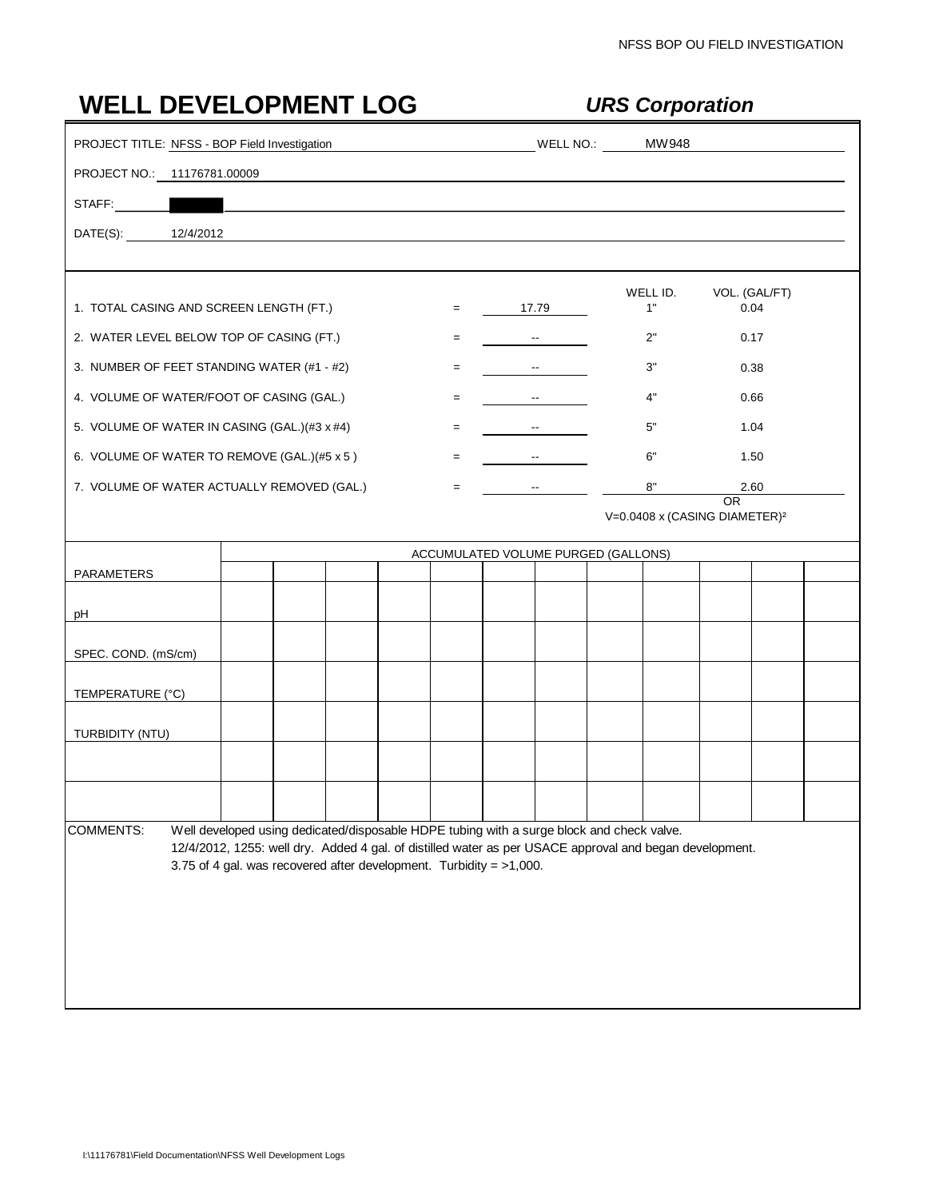# WELL DEVELOPMENT LOG

***URS Corporation***

PROJECT TITLE: NFSS - BOP Field Investigation WELL NO.: MW948

PROJECT NO.: 11176781.00009

STAFF: ████

DATE(S): 12/4/2012

| | | | WELL ID. | VOL. (GAL/FT) |
|---|---|---|---|---|
| 1. TOTAL CASING AND SCREEN LENGTH (FT.) | = | 17.79 | 1" | 0.04 |
| 2. WATER LEVEL BELOW TOP OF CASING (FT.) | = | -- | 2" | 0.17 |
| 3. NUMBER OF FEET STANDING WATER (#1 - #2) | = | -- | 3" | 0.38 |
| 4. VOLUME OF WATER/FOOT OF CASING (GAL.) | = | -- | 4" | 0.66 |
| 5. VOLUME OF WATER IN CASING (GAL.)(#3 x #4) | = | -- | 5" | 1.04 |
| 6. VOLUME OF WATER TO REMOVE (GAL.)(#5 x 5 ) | = | -- | 6" | 1.50 |
| 7. VOLUME OF WATER ACTUALLY REMOVED (GAL.) | = | -- | 8" | 2.60 |

OR

V=0.0408 x (CASING DIAMETER)²

| | ACCUMULATED VOLUME PURGED (GALLONS) | | | | | | | | | | | |
|---|---|---|---|---|---|---|---|---|---|---|---|---|
| PARAMETERS | | | | | | | | | | | | |
| pH | | | | | | | | | | | | |
| SPEC. COND. (mS/cm) | | | | | | | | | | | | |
| TEMPERATURE (°C) | | | | | | | | | | | | |
| TURBIDITY (NTU) | | | | | | | | | | | | |
| | | | | | | | | | | | | |
| | | | | | | | | | | | | |

COMMENTS: Well developed using dedicated/disposable HDPE tubing with a surge block and check valve.
12/4/2012, 1255: well dry. Added 4 gal. of distilled water as per USACE approval and began development.
3.75 of 4 gal. was recovered after development. Turbidity = >1,000.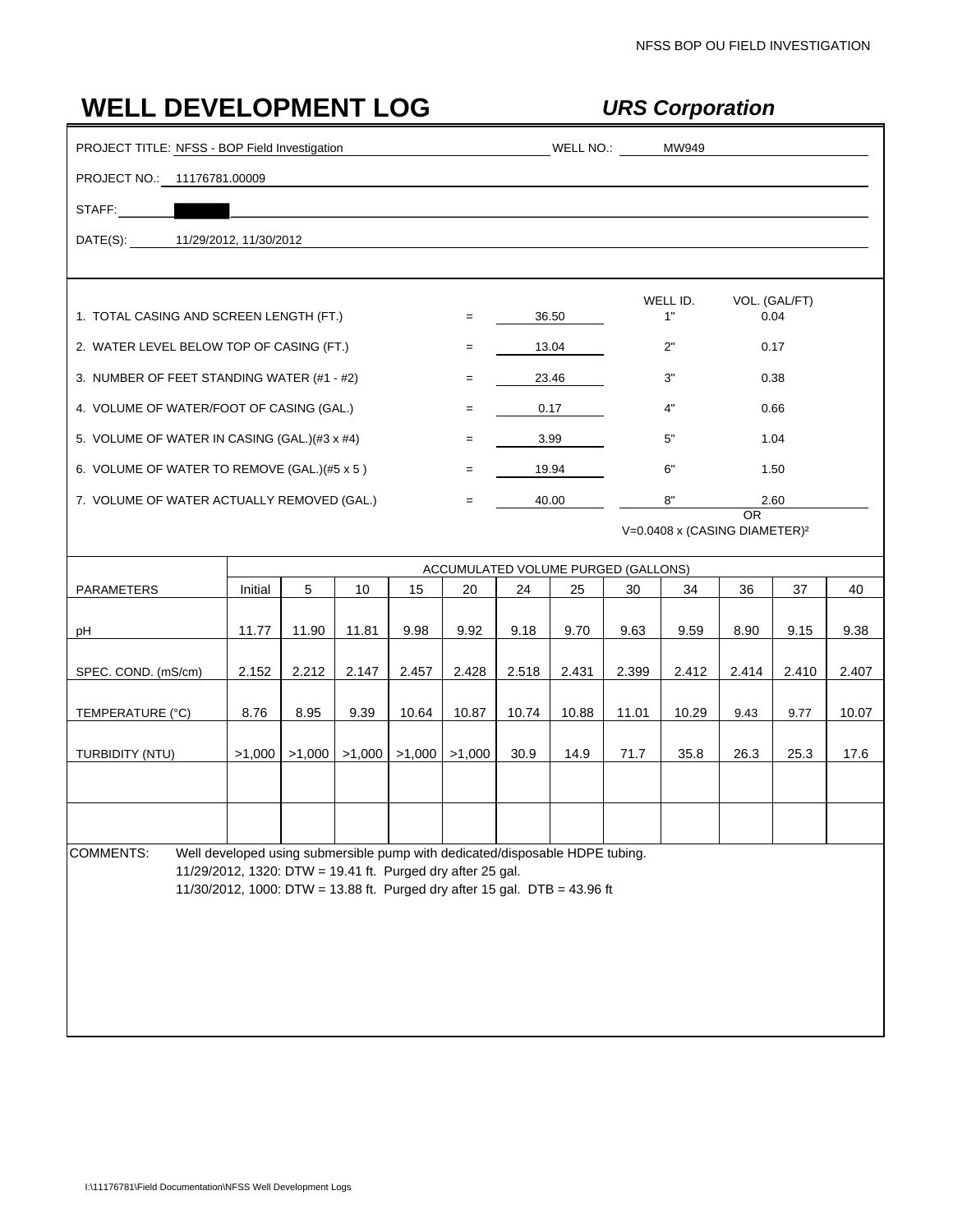# WELL DEVELOPMENT LOG

***URS Corporation***

PROJECT TITLE: NFSS - BOP Field Investigation

WELL NO.: MW949

PROJECT NO.: 11176781.00009

STAFF: [redacted]

DATE(S): 11/29/2012, 11/30/2012

| | | | | WELL ID. | VOL. (GAL/FT) |
|---|---|---|---|---|---|
| 1. TOTAL CASING AND SCREEN LENGTH (FT.) | = | 36.50 | | 1" | 0.04 |
| 2. WATER LEVEL BELOW TOP OF CASING (FT.) | = | 13.04 | | 2" | 0.17 |
| 3. NUMBER OF FEET STANDING WATER (#1 - #2) | = | 23.46 | | 3" | 0.38 |
| 4. VOLUME OF WATER/FOOT OF CASING (GAL.) | = | 0.17 | | 4" | 0.66 |
| 5. VOLUME OF WATER IN CASING (GAL.)(#3 x #4) | = | 3.99 | | 5" | 1.04 |
| 6. VOLUME OF WATER TO REMOVE (GAL.)(#5 x 5 ) | = | 19.94 | | 6" | 1.50 |
| 7. VOLUME OF WATER ACTUALLY REMOVED (GAL.) | = | 40.00 | | 8" | 2.60 |

OR

$V=0.0408 \times (\text{CASING DIAMETER})^2$

| | ACCUMULATED VOLUME PURGED (GALLONS) | | | | | | | | | | | |
|---|---|---|---|---|---|---|---|---|---|---|---|---|
| PARAMETERS | Initial | 5 | 10 | 15 | 20 | 24 | 25 | 30 | 34 | 36 | 37 | 40 |
| pH | 11.77 | 11.90 | 11.81 | 9.98 | 9.92 | 9.18 | 9.70 | 9.63 | 9.59 | 8.90 | 9.15 | 9.38 |
| SPEC. COND. (mS/cm) | 2.152 | 2.212 | 2.147 | 2.457 | 2.428 | 2.518 | 2.431 | 2.399 | 2.412 | 2.414 | 2.410 | 2.407 |
| TEMPERATURE (°C) | 8.76 | 8.95 | 9.39 | 10.64 | 10.87 | 10.74 | 10.88 | 11.01 | 10.29 | 9.43 | 9.77 | 10.07 |
| TURBIDITY (NTU) | >1,000 | >1,000 | >1,000 | >1,000 | >1,000 | 30.9 | 14.9 | 71.7 | 35.8 | 26.3 | 25.3 | 17.6 |
| | | | | | | | | | | | | |
| | | | | | | | | | | | | |

COMMENTS: Well developed using submersible pump with dedicated/disposable HDPE tubing.
11/29/2012, 1320: DTW = 19.41 ft. Purged dry after 25 gal.
11/30/2012, 1000: DTW = 13.88 ft. Purged dry after 15 gal. DTB = 43.96 ft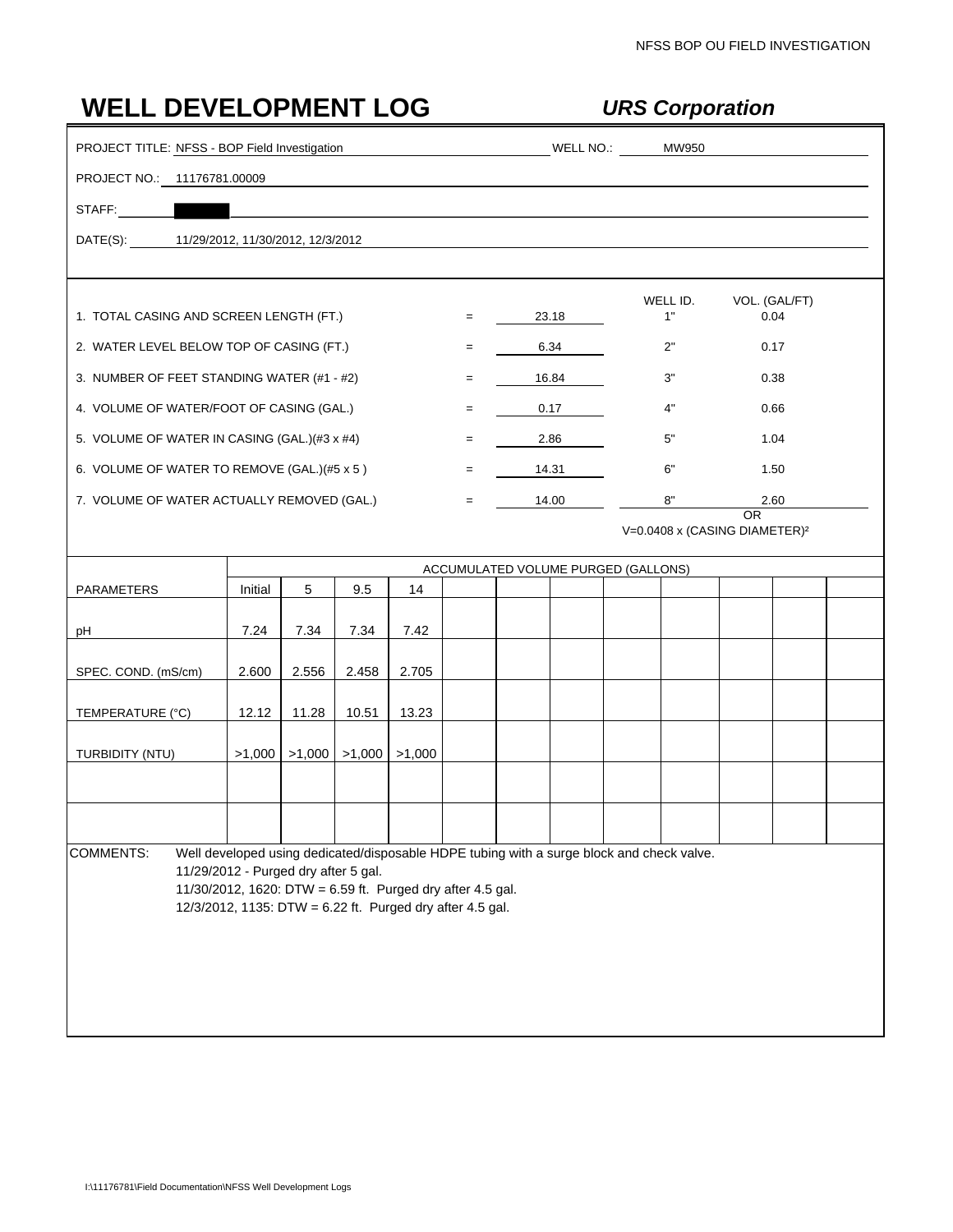# WELL DEVELOPMENT LOG

***URS Corporation***

PROJECT TITLE: NFSS - BOP Field Investigation WELL NO.: MW950

PROJECT NO.: 11176781.00009

STAFF: ██████

DATE(S): 11/29/2012, 11/30/2012, 12/3/2012

| | | | WELL ID. | VOL. (GAL/FT) |
|---|---|---|---|---|
| 1. TOTAL CASING AND SCREEN LENGTH (FT.) | = | 23.18 | 1" | 0.04 |
| 2. WATER LEVEL BELOW TOP OF CASING (FT.) | = | 6.34 | 2" | 0.17 |
| 3. NUMBER OF FEET STANDING WATER (#1 - #2) | = | 16.84 | 3" | 0.38 |
| 4. VOLUME OF WATER/FOOT OF CASING (GAL.) | = | 0.17 | 4" | 0.66 |
| 5. VOLUME OF WATER IN CASING (GAL.)(#3 x #4) | = | 2.86 | 5" | 1.04 |
| 6. VOLUME OF WATER TO REMOVE (GAL.)(#5 x 5 ) | = | 14.31 | 6" | 1.50 |
| 7. VOLUME OF WATER ACTUALLY REMOVED (GAL.) | = | 14.00 | 8" | 2.60 |

OR

$V=0.0408 \times (\text{CASING DIAMETER})^2$

| | ACCUMULATED VOLUME PURGED (GALLONS) | | | | | | | | | | | |
|---|---|---|---|---|---|---|---|---|---|---|---|---|
| PARAMETERS | Initial | 5 | 9.5 | 14 | | | | | | | | |
| pH | 7.24 | 7.34 | 7.34 | 7.42 | | | | | | | | |
| SPEC. COND. (mS/cm) | 2.600 | 2.556 | 2.458 | 2.705 | | | | | | | | |
| TEMPERATURE (°C) | 12.12 | 11.28 | 10.51 | 13.23 | | | | | | | | |
| TURBIDITY (NTU) | >1,000 | >1,000 | >1,000 | >1,000 | | | | | | | | |
| | | | | | | | | | | | | |
| | | | | | | | | | | | | |

COMMENTS: Well developed using dedicated/disposable HDPE tubing with a surge block and check valve.
11/29/2012 - Purged dry after 5 gal.
11/30/2012, 1620: DTW = 6.59 ft. Purged dry after 4.5 gal.
12/3/2012, 1135: DTW = 6.22 ft. Purged dry after 4.5 gal.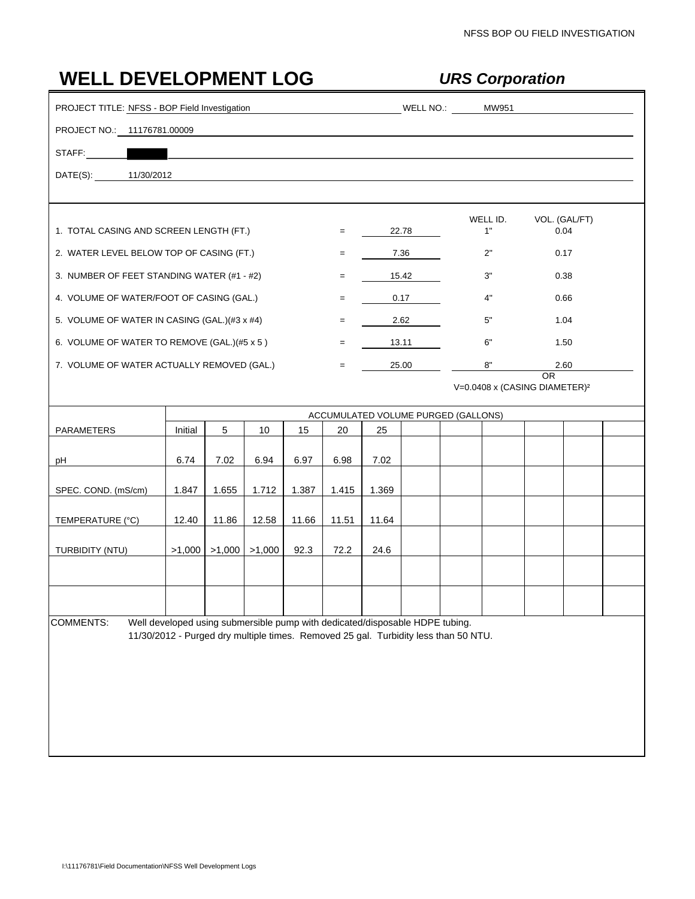# WELL DEVELOPMENT LOG

***URS Corporation***

PROJECT TITLE: NFSS - BOP Field Investigation WELL NO.: MW951

PROJECT NO.: 11176781.00009

STAFF: ████

DATE(S): 11/30/2012

| | | | WELL ID. | VOL. (GAL/FT) |
|---|---|---|---|---|
| 1. TOTAL CASING AND SCREEN LENGTH (FT.) | = | 22.78 | 1" | 0.04 |
| 2. WATER LEVEL BELOW TOP OF CASING (FT.) | = | 7.36 | 2" | 0.17 |
| 3. NUMBER OF FEET STANDING WATER (#1 - #2) | = | 15.42 | 3" | 0.38 |
| 4. VOLUME OF WATER/FOOT OF CASING (GAL.) | = | 0.17 | 4" | 0.66 |
| 5. VOLUME OF WATER IN CASING (GAL.)(#3 x #4) | = | 2.62 | 5" | 1.04 |
| 6. VOLUME OF WATER TO REMOVE (GAL.)(#5 x 5 ) | = | 13.11 | 6" | 1.50 |
| 7. VOLUME OF WATER ACTUALLY REMOVED (GAL.) | = | 25.00 | 8" | 2.60 |

OR

$V = 0.0408 \times (\text{CASING DIAMETER})^2$

| | ACCUMULATED VOLUME PURGED (GALLONS) | | | | | | | | | | | |
|---|---|---|---|---|---|---|---|---|---|---|---|---|
| PARAMETERS | Initial | 5 | 10 | 15 | 20 | 25 | | | | | | |
| pH | 6.74 | 7.02 | 6.94 | 6.97 | 6.98 | 7.02 | | | | | | |
| SPEC. COND. (mS/cm) | 1.847 | 1.655 | 1.712 | 1.387 | 1.415 | 1.369 | | | | | | |
| TEMPERATURE (°C) | 12.40 | 11.86 | 12.58 | 11.66 | 11.51 | 11.64 | | | | | | |
| TURBIDITY (NTU) | >1,000 | >1,000 | >1,000 | 92.3 | 72.2 | 24.6 | | | | | | |
| | | | | | | | | | | | | |
| | | | | | | | | | | | | |

COMMENTS: Well developed using submersible pump with dedicated/disposable HDPE tubing.
11/30/2012 - Purged dry multiple times. Removed 25 gal. Turbidity less than 50 NTU.

I:\11176781\Field Documentation\NFSS Well Development Logs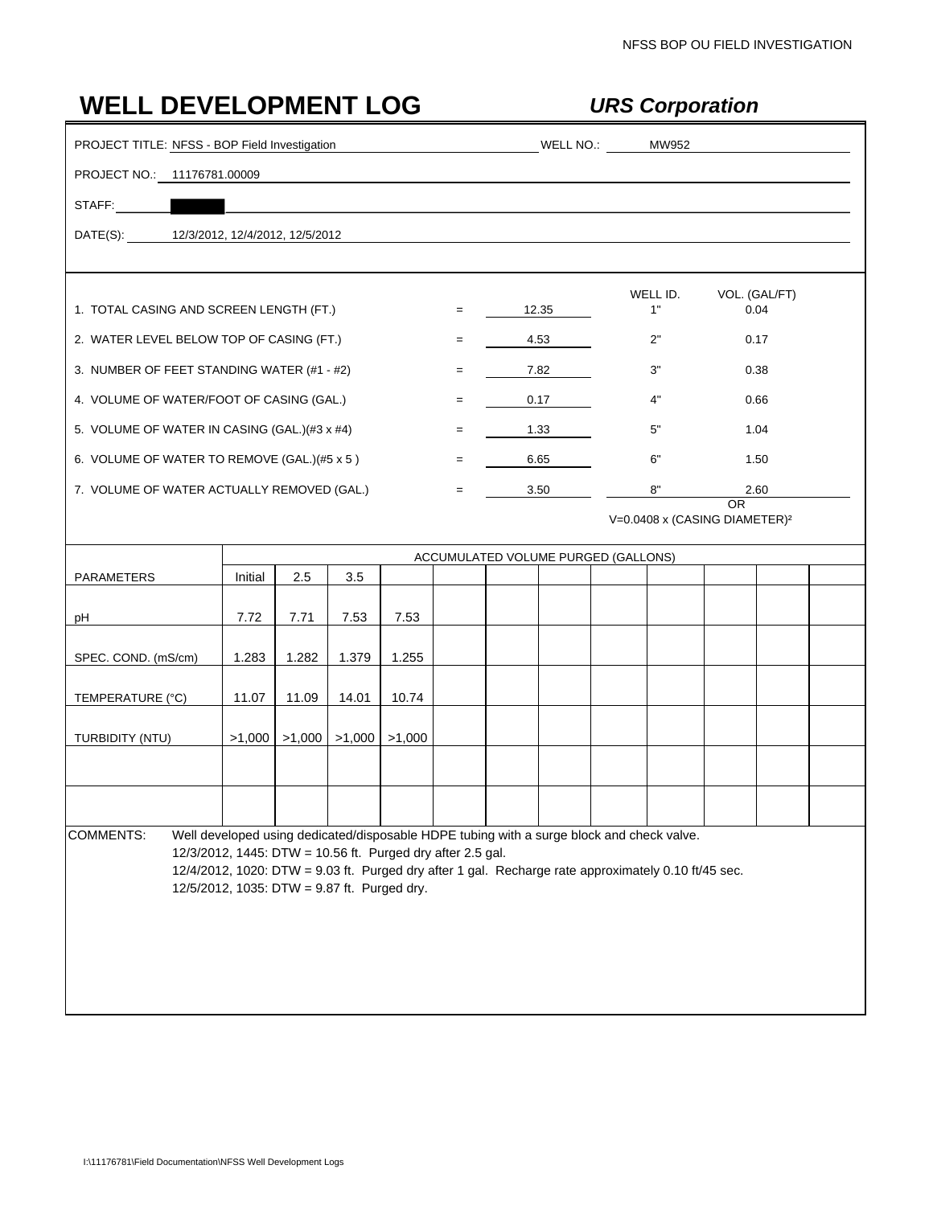# WELL DEVELOPMENT LOG

***URS Corporation***

PROJECT TITLE: NFSS - BOP Field Investigation WELL NO.: MW952

PROJECT NO.: 11176781.00009

STAFF: ██████

DATE(S): 12/3/2012, 12/4/2012, 12/5/2012

| | | | WELL ID. | VOL. (GAL/FT) |
|---|---|---|---|---|
| 1. TOTAL CASING AND SCREEN LENGTH (FT.) | = | 12.35 | 1" | 0.04 |
| 2. WATER LEVEL BELOW TOP OF CASING (FT.) | = | 4.53 | 2" | 0.17 |
| 3. NUMBER OF FEET STANDING WATER (#1 - #2) | = | 7.82 | 3" | 0.38 |
| 4. VOLUME OF WATER/FOOT OF CASING (GAL.) | = | 0.17 | 4" | 0.66 |
| 5. VOLUME OF WATER IN CASING (GAL.)(#3 x #4) | = | 1.33 | 5" | 1.04 |
| 6. VOLUME OF WATER TO REMOVE (GAL.)(#5 x 5 ) | = | 6.65 | 6" | 1.50 |
| 7. VOLUME OF WATER ACTUALLY REMOVED (GAL.) | = | 3.50 | 8" | 2.60 |

OR

$V = 0.0408 \times (\text{CASING DIAMETER})^2$

| | ACCUMULATED VOLUME PURGED (GALLONS) | | | | | | | | | | | |
|---|---|---|---|---|---|---|---|---|---|---|---|---|
| PARAMETERS | Initial | 2.5 | 3.5 | | | | | | | | | |
| pH | 7.72 | 7.71 | 7.53 | 7.53 | | | | | | | | |
| SPEC. COND. (mS/cm) | 1.283 | 1.282 | 1.379 | 1.255 | | | | | | | | |
| TEMPERATURE (°C) | 11.07 | 11.09 | 14.01 | 10.74 | | | | | | | | |
| TURBIDITY (NTU) | >1,000 | >1,000 | >1,000 | >1,000 | | | | | | | | |
| | | | | | | | | | | | | |
| | | | | | | | | | | | | |

COMMENTS: Well developed using dedicated/disposable HDPE tubing with a surge block and check valve.
12/3/2012, 1445: DTW = 10.56 ft. Purged dry after 2.5 gal.
12/4/2012, 1020: DTW = 9.03 ft. Purged dry after 1 gal. Recharge rate approximately 0.10 ft/45 sec.
12/5/2012, 1035: DTW = 9.87 ft. Purged dry.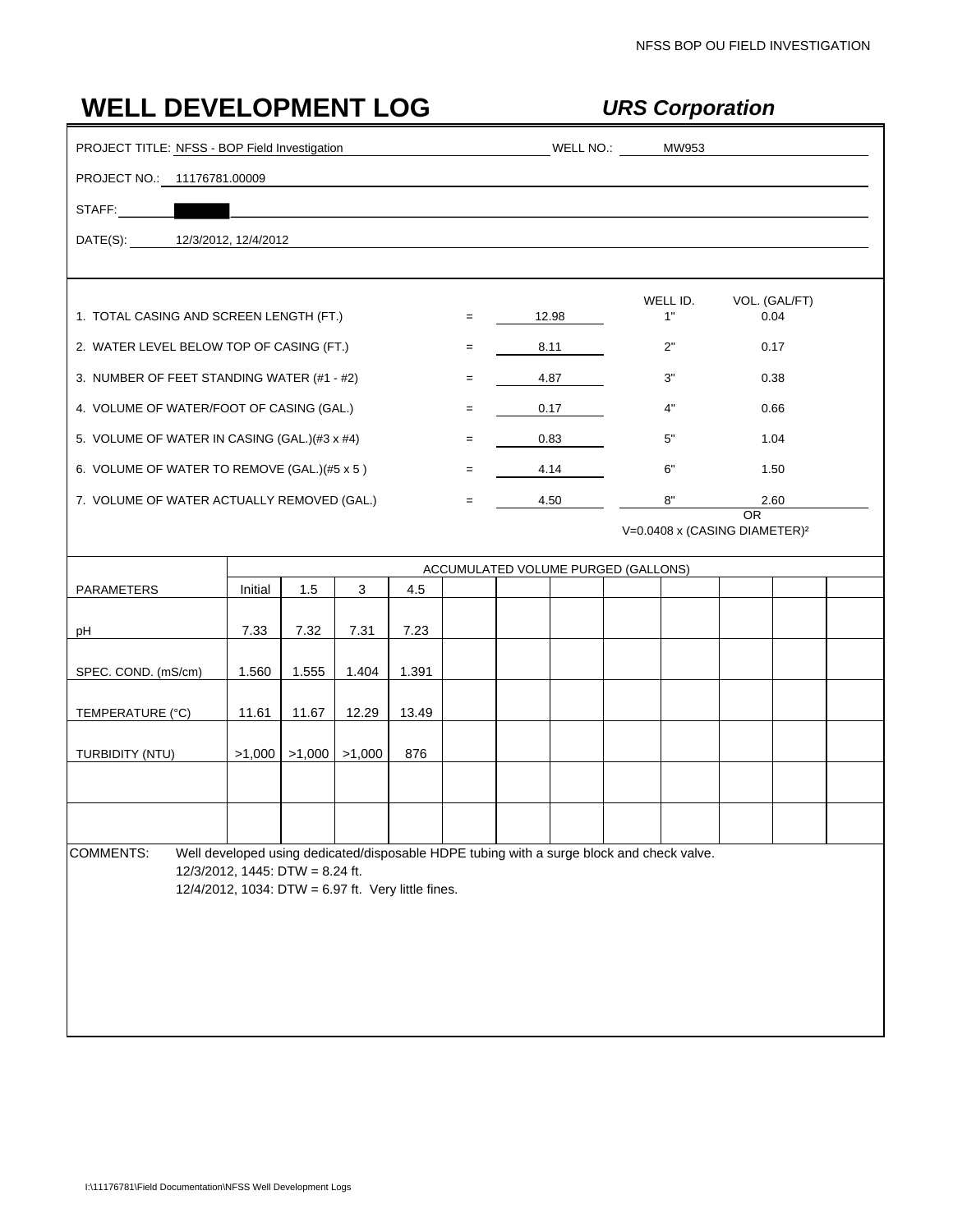# WELL DEVELOPMENT LOG

***URS Corporation***

PROJECT TITLE: NFSS - BOP Field Investigation WELL NO.: MW953

PROJECT NO.: 11176781.00009

STAFF: 

DATE(S): 12/3/2012, 12/4/2012

| | | | | WELL ID. | VOL. (GAL/FT) |
|---|---|---|---|---|---|
| 1. TOTAL CASING AND SCREEN LENGTH (FT.) | = | 12.98 | | 1" | 0.04 |
| 2. WATER LEVEL BELOW TOP OF CASING (FT.) | = | 8.11 | | 2" | 0.17 |
| 3. NUMBER OF FEET STANDING WATER (#1 - #2) | = | 4.87 | | 3" | 0.38 |
| 4. VOLUME OF WATER/FOOT OF CASING (GAL.) | = | 0.17 | | 4" | 0.66 |
| 5. VOLUME OF WATER IN CASING (GAL.)(#3 x #4) | = | 0.83 | | 5" | 1.04 |
| 6. VOLUME OF WATER TO REMOVE (GAL.)(#5 x 5 ) | = | 4.14 | | 6" | 1.50 |
| 7. VOLUME OF WATER ACTUALLY REMOVED (GAL.) | = | 4.50 | | 8" | 2.60 |

OR

$V = 0.0408 \times (\text{CASING DIAMETER})^2$

| | ACCUMULATED VOLUME PURGED (GALLONS) | | | | | | | | | | | |
|---|---|---|---|---|---|---|---|---|---|---|---|---|
| PARAMETERS | Initial | 1.5 | 3 | 4.5 | | | | | | | | |
| pH | 7.33 | 7.32 | 7.31 | 7.23 | | | | | | | | |
| SPEC. COND. (mS/cm) | 1.560 | 1.555 | 1.404 | 1.391 | | | | | | | | |
| TEMPERATURE (°C) | 11.61 | 11.67 | 12.29 | 13.49 | | | | | | | | |
| TURBIDITY (NTU) | >1,000 | >1,000 | >1,000 | 876 | | | | | | | | |
| | | | | | | | | | | | | |
| | | | | | | | | | | | | |

COMMENTS: Well developed using dedicated/disposable HDPE tubing with a surge block and check valve.
12/3/2012, 1445: DTW = 8.24 ft.
12/4/2012, 1034: DTW = 6.97 ft. Very little fines.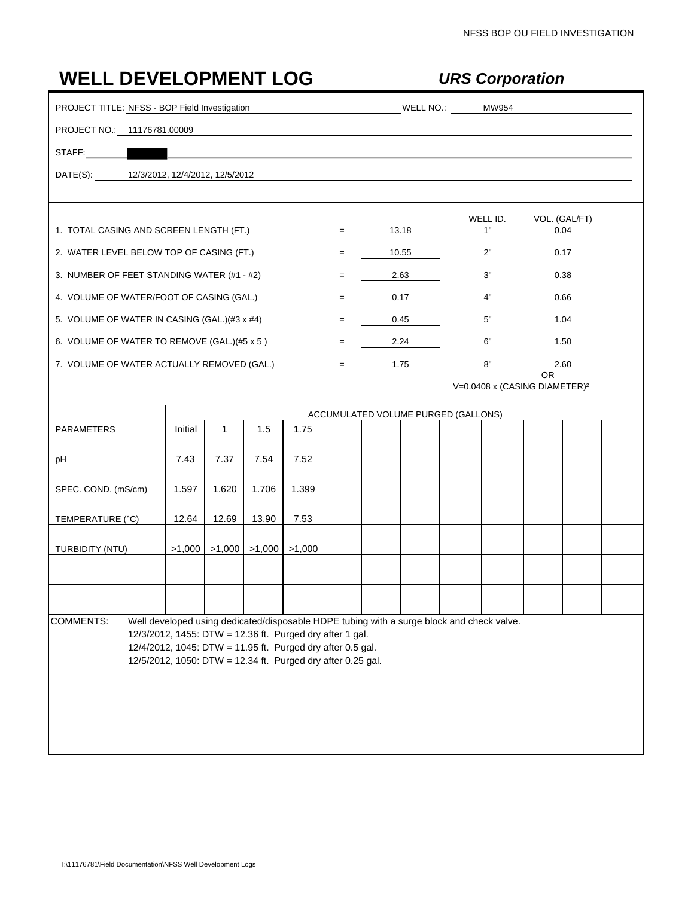# WELL DEVELOPMENT LOG

***URS Corporation***

PROJECT TITLE: NFSS - BOP Field Investigation WELL NO.: MW954

PROJECT NO.: 11176781.00009

STAFF:

DATE(S): 12/3/2012, 12/4/2012, 12/5/2012

| | | | | WELL ID. | VOL. (GAL/FT) |
|---|---|---|---|---|---|
| 1. TOTAL CASING AND SCREEN LENGTH (FT.) | = | 13.18 | | 1" | 0.04 |
| 2. WATER LEVEL BELOW TOP OF CASING (FT.) | = | 10.55 | | 2" | 0.17 |
| 3. NUMBER OF FEET STANDING WATER (#1 - #2) | = | 2.63 | | 3" | 0.38 |
| 4. VOLUME OF WATER/FOOT OF CASING (GAL.) | = | 0.17 | | 4" | 0.66 |
| 5. VOLUME OF WATER IN CASING (GAL.)(#3 x #4) | = | 0.45 | | 5" | 1.04 |
| 6. VOLUME OF WATER TO REMOVE (GAL.)(#5 x 5 ) | = | 2.24 | | 6" | 1.50 |
| 7. VOLUME OF WATER ACTUALLY REMOVED (GAL.) | = | 1.75 | | 8" | 2.60 |

OR

$V=0.0408 \times (\text{CASING DIAMETER})^2$

| | ACCUMULATED VOLUME PURGED (GALLONS) | | | | | | | | | | | |
|---|---|---|---|---|---|---|---|---|---|---|---|---|
| PARAMETERS | Initial | 1 | 1.5 | 1.75 | | | | | | | | |
| pH | 7.43 | 7.37 | 7.54 | 7.52 | | | | | | | | |
| SPEC. COND. (mS/cm) | 1.597 | 1.620 | 1.706 | 1.399 | | | | | | | | |
| TEMPERATURE (°C) | 12.64 | 12.69 | 13.90 | 7.53 | | | | | | | | |
| TURBIDITY (NTU) | >1,000 | >1,000 | >1,000 | >1,000 | | | | | | | | |
| | | | | | | | | | | | | |
| | | | | | | | | | | | | |

COMMENTS: Well developed using dedicated/disposable HDPE tubing with a surge block and check valve.
12/3/2012, 1455: DTW = 12.36 ft. Purged dry after 1 gal.
12/4/2012, 1045: DTW = 11.95 ft. Purged dry after 0.5 gal.
12/5/2012, 1050: DTW = 12.34 ft. Purged dry after 0.25 gal.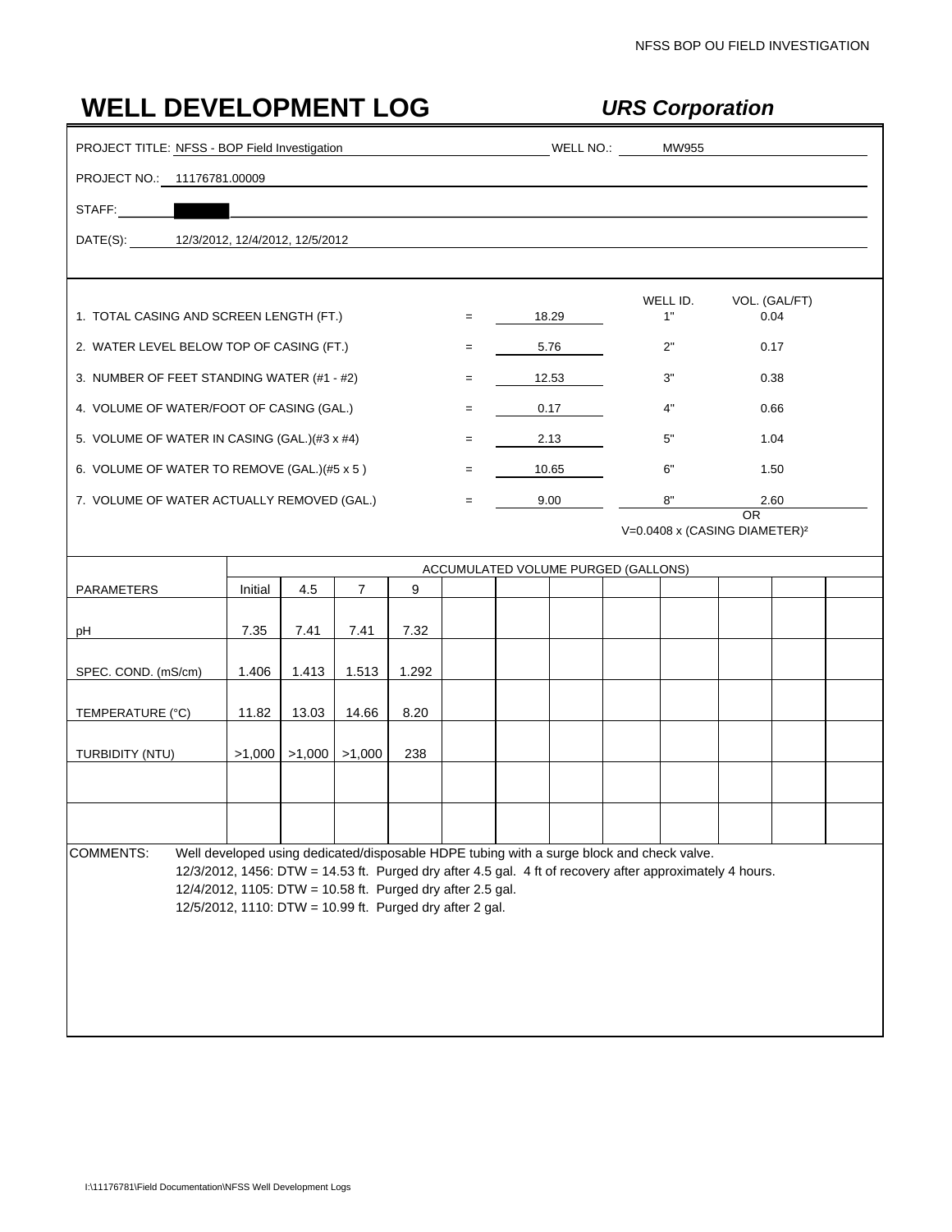# WELL DEVELOPMENT LOG

***URS Corporation***

PROJECT TITLE: NFSS - BOP Field Investigation WELL NO.: MW955

PROJECT NO.: 11176781.00009

STAFF: ██████

DATE(S): 12/3/2012, 12/4/2012, 12/5/2012

| | | | WELL ID. | VOL. (GAL/FT) |
|---|---|---|---|---|
| 1. TOTAL CASING AND SCREEN LENGTH (FT.) | = | 18.29 | 1" | 0.04 |
| 2. WATER LEVEL BELOW TOP OF CASING (FT.) | = | 5.76 | 2" | 0.17 |
| 3. NUMBER OF FEET STANDING WATER (#1 - #2) | = | 12.53 | 3" | 0.38 |
| 4. VOLUME OF WATER/FOOT OF CASING (GAL.) | = | 0.17 | 4" | 0.66 |
| 5. VOLUME OF WATER IN CASING (GAL.)(#3 x #4) | = | 2.13 | 5" | 1.04 |
| 6. VOLUME OF WATER TO REMOVE (GAL.)(#5 x 5 ) | = | 10.65 | 6" | 1.50 |
| 7. VOLUME OF WATER ACTUALLY REMOVED (GAL.) | = | 9.00 | 8" | 2.60 |

OR

$V=0.0408 \times (\text{CASING DIAMETER})^2$

| | ACCUMULATED VOLUME PURGED (GALLONS) | | | | | | | | | | | |
|---|---|---|---|---|---|---|---|---|---|---|---|---|
| PARAMETERS | Initial | 4.5 | 7 | 9 | | | | | | | | |
| pH | 7.35 | 7.41 | 7.41 | 7.32 | | | | | | | | |
| SPEC. COND. (mS/cm) | 1.406 | 1.413 | 1.513 | 1.292 | | | | | | | | |
| TEMPERATURE (°C) | 11.82 | 13.03 | 14.66 | 8.20 | | | | | | | | |
| TURBIDITY (NTU) | >1,000 | >1,000 | >1,000 | 238 | | | | | | | | |
| | | | | | | | | | | | | |
| | | | | | | | | | | | | |

COMMENTS: Well developed using dedicated/disposable HDPE tubing with a surge block and check valve.
12/3/2012, 1456: DTW = 14.53 ft. Purged dry after 4.5 gal. 4 ft of recovery after approximately 4 hours.
12/4/2012, 1105: DTW = 10.58 ft. Purged dry after 2.5 gal.
12/5/2012, 1110: DTW = 10.99 ft. Purged dry after 2 gal.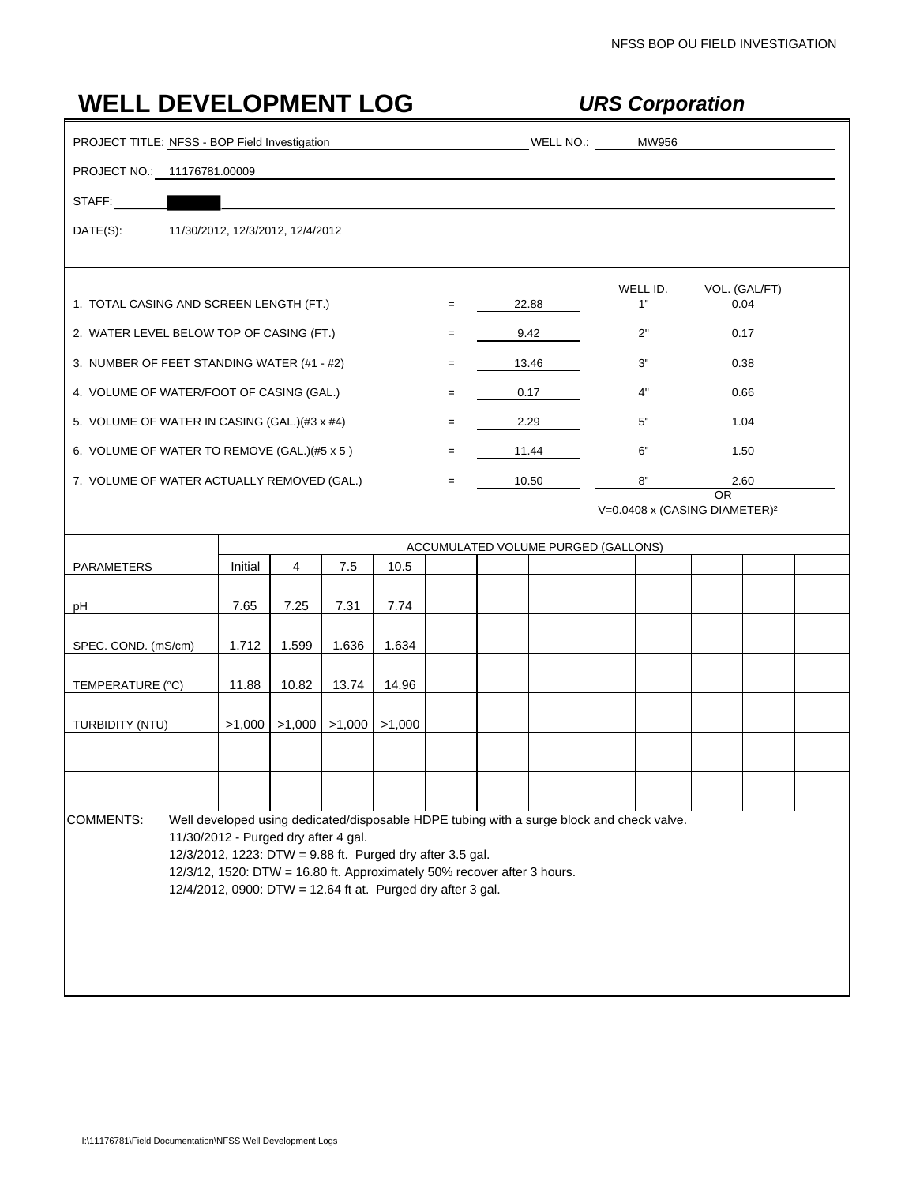# WELL DEVELOPMENT LOG

***URS Corporation***

PROJECT TITLE: NFSS - BOP Field Investigation WELL NO.: MW956

PROJECT NO.: 11176781.00009

STAFF: ██████

DATE(S): 11/30/2012, 12/3/2012, 12/4/2012

| | | | WELL ID. | VOL. (GAL/FT) |
|---|---|---|---|---|
| 1. TOTAL CASING AND SCREEN LENGTH (FT.) | = | 22.88 | 1" | 0.04 |
| 2. WATER LEVEL BELOW TOP OF CASING (FT.) | = | 9.42 | 2" | 0.17 |
| 3. NUMBER OF FEET STANDING WATER (#1 - #2) | = | 13.46 | 3" | 0.38 |
| 4. VOLUME OF WATER/FOOT OF CASING (GAL.) | = | 0.17 | 4" | 0.66 |
| 5. VOLUME OF WATER IN CASING (GAL.)(#3 x #4) | = | 2.29 | 5" | 1.04 |
| 6. VOLUME OF WATER TO REMOVE (GAL.)(#5 x 5 ) | = | 11.44 | 6" | 1.50 |
| 7. VOLUME OF WATER ACTUALLY REMOVED (GAL.) | = | 10.50 | 8" | 2.60 |

OR

$V=0.0408 \times (\text{CASING DIAMETER})^2$

| | ACCUMULATED VOLUME PURGED (GALLONS) | | | | | | | | | | | |
|---|---|---|---|---|---|---|---|---|---|---|---|---|
| PARAMETERS | Initial | 4 | 7.5 | 10.5 | | | | | | | | |
| pH | 7.65 | 7.25 | 7.31 | 7.74 | | | | | | | | |
| SPEC. COND. (mS/cm) | 1.712 | 1.599 | 1.636 | 1.634 | | | | | | | | |
| TEMPERATURE (°C) | 11.88 | 10.82 | 13.74 | 14.96 | | | | | | | | |
| TURBIDITY (NTU) | >1,000 | >1,000 | >1,000 | >1,000 | | | | | | | | |
| | | | | | | | | | | | | |
| | | | | | | | | | | | | |

COMMENTS: Well developed using dedicated/disposable HDPE tubing with a surge block and check valve.
11/30/2012 - Purged dry after 4 gal.
12/3/2012, 1223: DTW = 9.88 ft. Purged dry after 3.5 gal.
12/3/12, 1520: DTW = 16.80 ft. Approximately 50% recover after 3 hours.
12/4/2012, 0900: DTW = 12.64 ft at. Purged dry after 3 gal.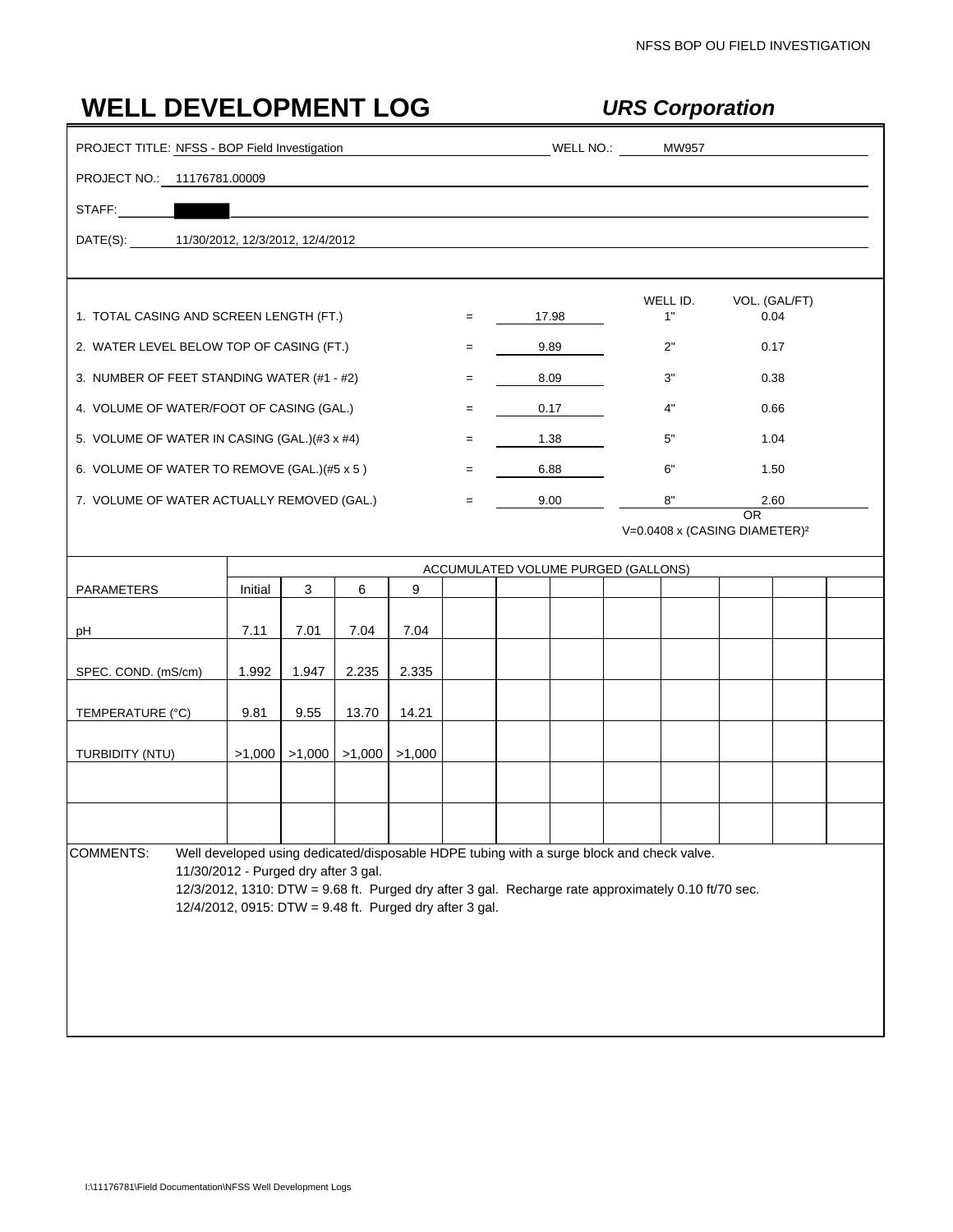# WELL DEVELOPMENT LOG

***URS Corporation***

PROJECT TITLE: NFSS - BOP Field Investigation WELL NO.: MW957

PROJECT NO.: 11176781.00009

STAFF: 

DATE(S): 11/30/2012, 12/3/2012, 12/4/2012

| | | | WELL ID. | VOL. (GAL/FT) |
|---|---|---|---|---|
| 1. TOTAL CASING AND SCREEN LENGTH (FT.) | = | 17.98 | 1" | 0.04 |
| 2. WATER LEVEL BELOW TOP OF CASING (FT.) | = | 9.89 | 2" | 0.17 |
| 3. NUMBER OF FEET STANDING WATER (#1 - #2) | = | 8.09 | 3" | 0.38 |
| 4. VOLUME OF WATER/FOOT OF CASING (GAL.) | = | 0.17 | 4" | 0.66 |
| 5. VOLUME OF WATER IN CASING (GAL.)(#3 x #4) | = | 1.38 | 5" | 1.04 |
| 6. VOLUME OF WATER TO REMOVE (GAL.)(#5 x 5 ) | = | 6.88 | 6" | 1.50 |
| 7. VOLUME OF WATER ACTUALLY REMOVED (GAL.) | = | 9.00 | 8" | 2.60 |

OR

$V=0.0408 \times (\text{CASING DIAMETER})^2$

| | ACCUMULATED VOLUME PURGED (GALLONS) | | | | | | | | | | | |
|---|---|---|---|---|---|---|---|---|---|---|---|---|
| PARAMETERS | Initial | 3 | 6 | 9 | | | | | | | | |
| pH | 7.11 | 7.01 | 7.04 | 7.04 | | | | | | | | |
| SPEC. COND. (mS/cm) | 1.992 | 1.947 | 2.235 | 2.335 | | | | | | | | |
| TEMPERATURE (°C) | 9.81 | 9.55 | 13.70 | 14.21 | | | | | | | | |
| TURBIDITY (NTU) | >1,000 | >1,000 | >1,000 | >1,000 | | | | | | | | |
| | | | | | | | | | | | | |
| | | | | | | | | | | | | |

COMMENTS: Well developed using dedicated/disposable HDPE tubing with a surge block and check valve.
11/30/2012 - Purged dry after 3 gal.
12/3/2012, 1310: DTW = 9.68 ft. Purged dry after 3 gal. Recharge rate approximately 0.10 ft/70 sec.
12/4/2012, 0915: DTW = 9.48 ft. Purged dry after 3 gal.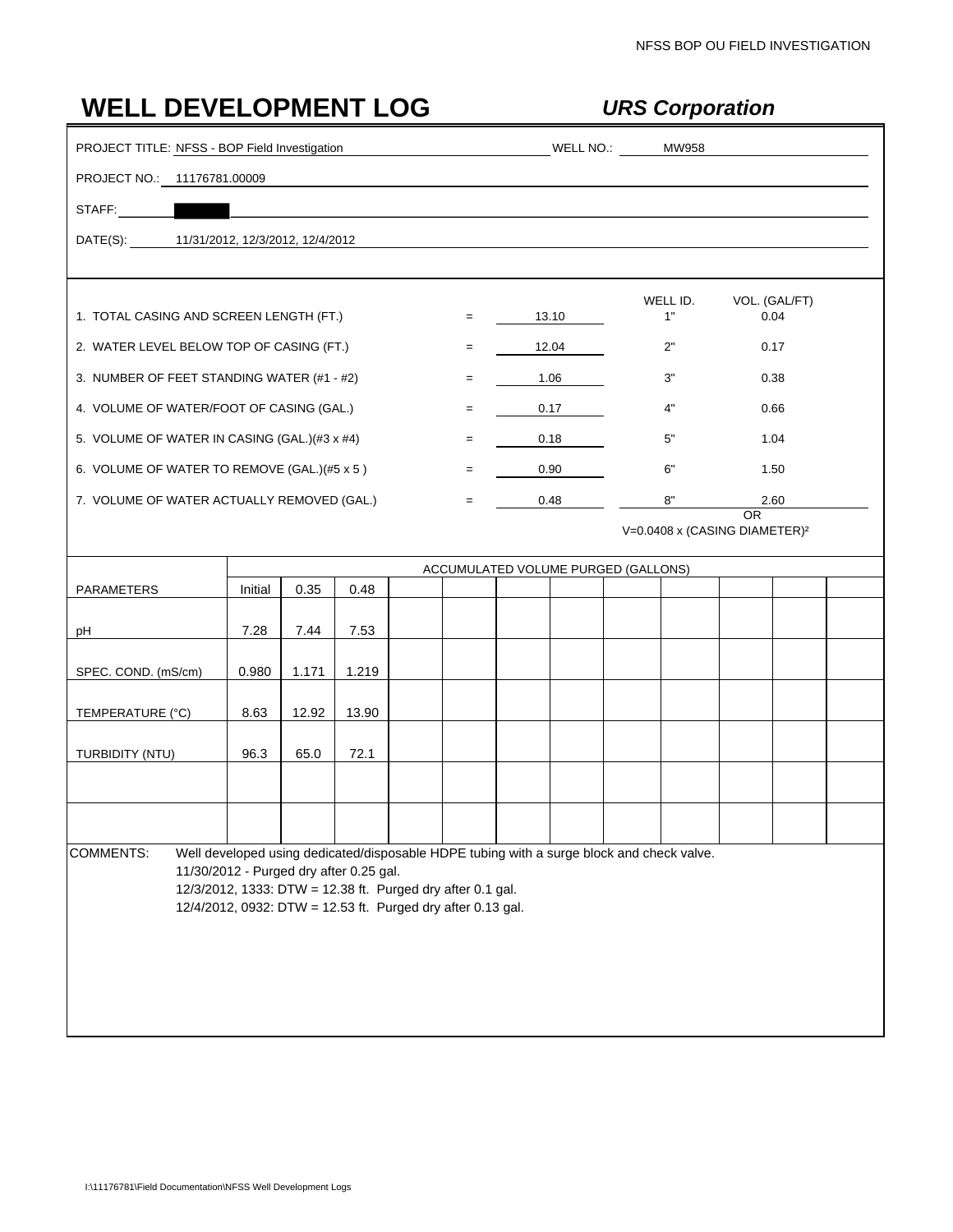# WELL DEVELOPMENT LOG

***URS Corporation***

PROJECT TITLE: NFSS - BOP Field Investigation WELL NO.: MW958

PROJECT NO.: 11176781.00009

STAFF: ██████

DATE(S): 11/31/2012, 12/3/2012, 12/4/2012

| | | | | WELL ID. | VOL. (GAL/FT) |
|---|---|---|---|---|---|
| 1. TOTAL CASING AND SCREEN LENGTH (FT.) | = | 13.10 | | 1" | 0.04 |
| 2. WATER LEVEL BELOW TOP OF CASING (FT.) | = | 12.04 | | 2" | 0.17 |
| 3. NUMBER OF FEET STANDING WATER (#1 - #2) | = | 1.06 | | 3" | 0.38 |
| 4. VOLUME OF WATER/FOOT OF CASING (GAL.) | = | 0.17 | | 4" | 0.66 |
| 5. VOLUME OF WATER IN CASING (GAL.)(#3 x #4) | = | 0.18 | | 5" | 1.04 |
| 6. VOLUME OF WATER TO REMOVE (GAL.)(#5 x 5 ) | = | 0.90 | | 6" | 1.50 |
| 7. VOLUME OF WATER ACTUALLY REMOVED (GAL.) | = | 0.48 | | 8" | 2.60 |

OR

$V=0.0408 \times (\text{CASING DIAMETER})^2$

| PARAMETERS | ACCUMULATED VOLUME PURGED (GALLONS) | | | | | | | | | | | |
|---|---|---|---|---|---|---|---|---|---|---|---|---|
| | Initial | 0.35 | 0.48 | | | | | | | | | |
| pH | 7.28 | 7.44 | 7.53 | | | | | | | | | |
| SPEC. COND. (mS/cm) | 0.980 | 1.171 | 1.219 | | | | | | | | | |
| TEMPERATURE (°C) | 8.63 | 12.92 | 13.90 | | | | | | | | | |
| TURBIDITY (NTU) | 96.3 | 65.0 | 72.1 | | | | | | | | | |
| | | | | | | | | | | | | |
| | | | | | | | | | | | | |

COMMENTS: Well developed using dedicated/disposable HDPE tubing with a surge block and check valve.
11/30/2012 - Purged dry after 0.25 gal.
12/3/2012, 1333: DTW = 12.38 ft. Purged dry after 0.1 gal.
12/4/2012, 0932: DTW = 12.53 ft. Purged dry after 0.13 gal.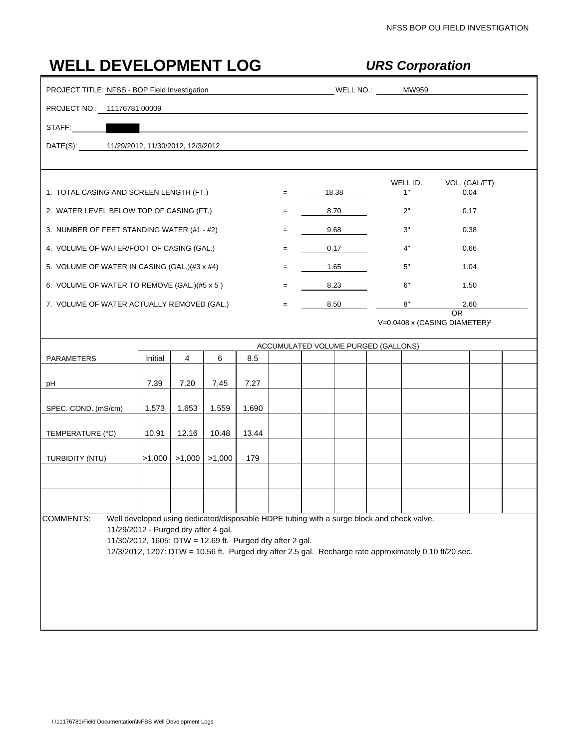# WELL DEVELOPMENT LOG

***URS Corporation***

PROJECT TITLE: NFSS - BOP Field Investigation WELL NO.: MW959

PROJECT NO.: 11176781.00009

STAFF:

DATE(S): 11/29/2012, 11/30/2012, 12/3/2012

| | | | | WELL ID. | VOL. (GAL/FT) |
|---|---|---|---|---|---|
| 1. TOTAL CASING AND SCREEN LENGTH (FT.) | = | 18.38 | | 1" | 0.04 |
| 2. WATER LEVEL BELOW TOP OF CASING (FT.) | = | 8.70 | | 2" | 0.17 |
| 3. NUMBER OF FEET STANDING WATER (#1 - #2) | = | 9.68 | | 3" | 0.38 |
| 4. VOLUME OF WATER/FOOT OF CASING (GAL.) | = | 0.17 | | 4" | 0.66 |
| 5. VOLUME OF WATER IN CASING (GAL.)(#3 x #4) | = | 1.65 | | 5" | 1.04 |
| 6. VOLUME OF WATER TO REMOVE (GAL.)(#5 x 5 ) | = | 8.23 | | 6" | 1.50 |
| 7. VOLUME OF WATER ACTUALLY REMOVED (GAL.) | = | 8.50 | | 8" | 2.60 |

OR

$V = 0.0408 \times (\text{CASING DIAMETER})^2$

| | ACCUMULATED VOLUME PURGED (GALLONS) | | | | | | | | | | | |
|---|---|---|---|---|---|---|---|---|---|---|---|---|
| PARAMETERS | Initial | 4 | 6 | 8.5 | | | | | | | | |
| pH | 7.39 | 7.20 | 7.45 | 7.27 | | | | | | | | |
| SPEC. COND. (mS/cm) | 1.573 | 1.653 | 1.559 | 1.690 | | | | | | | | |
| TEMPERATURE (°C) | 10.91 | 12.16 | 10.48 | 13.44 | | | | | | | | |
| TURBIDITY (NTU) | >1,000 | >1,000 | >1,000 | 179 | | | | | | | | |
| | | | | | | | | | | | | |
| | | | | | | | | | | | | |

COMMENTS: Well developed using dedicated/disposable HDPE tubing with a surge block and check valve.
11/29/2012 - Purged dry after 4 gal.
11/30/2012, 1605: DTW = 12.69 ft. Purged dry after 2 gal.
12/3/2012, 1207: DTW = 10.56 ft. Purged dry after 2.5 gal. Recharge rate approximately 0.10 ft/20 sec.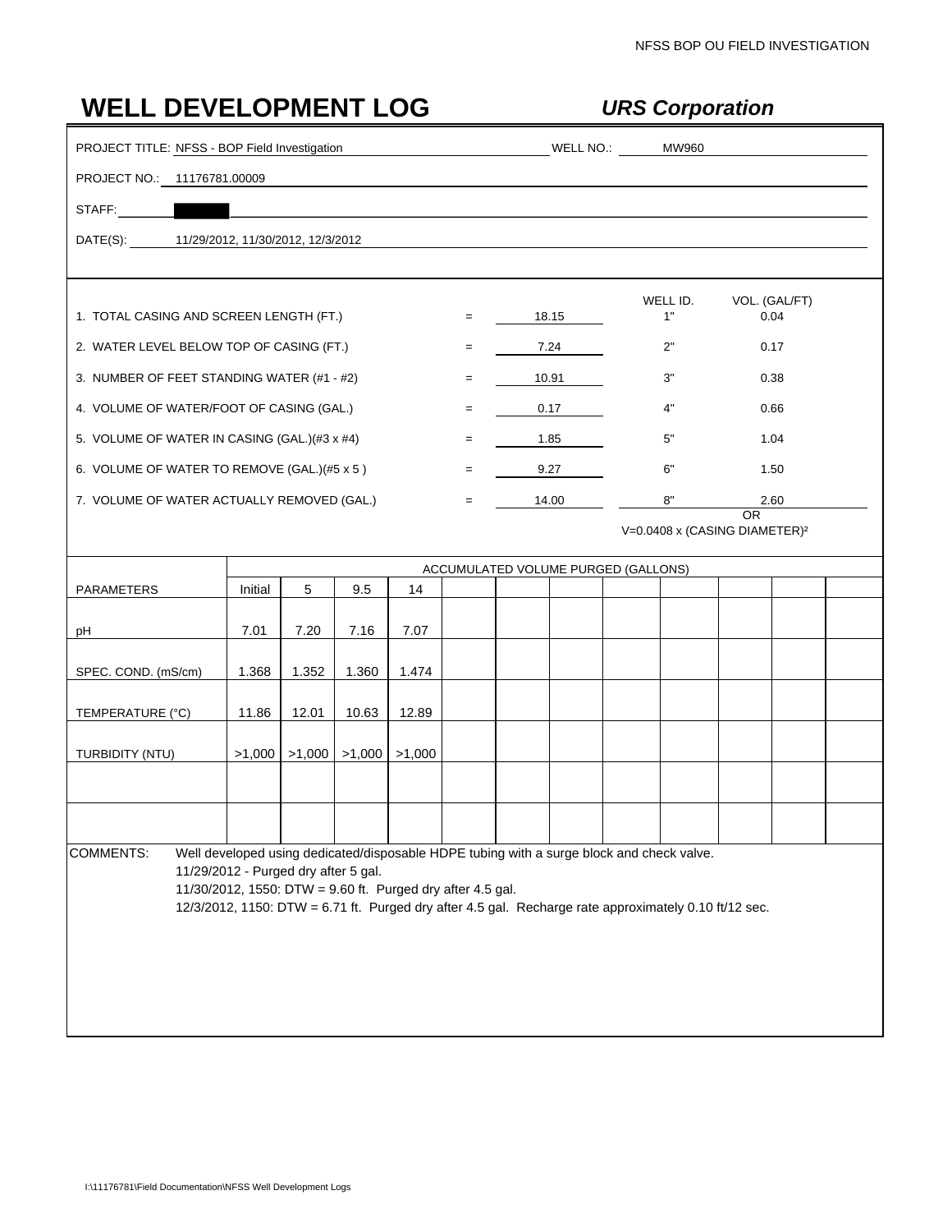# WELL DEVELOPMENT LOG

***URS Corporation***

PROJECT TITLE: NFSS - BOP Field Investigation

WELL NO.: MW960

PROJECT NO.: 11176781.00009

STAFF:

DATE(S): 11/29/2012, 11/30/2012, 12/3/2012

| | | | | WELL ID. | VOL. (GAL/FT) |
|---|---|---|---|---|---|
| 1. TOTAL CASING AND SCREEN LENGTH (FT.) | = | 18.15 | | 1" | 0.04 |
| 2. WATER LEVEL BELOW TOP OF CASING (FT.) | = | 7.24 | | 2" | 0.17 |
| 3. NUMBER OF FEET STANDING WATER (#1 - #2) | = | 10.91 | | 3" | 0.38 |
| 4. VOLUME OF WATER/FOOT OF CASING (GAL.) | = | 0.17 | | 4" | 0.66 |
| 5. VOLUME OF WATER IN CASING (GAL.)(#3 x #4) | = | 1.85 | | 5" | 1.04 |
| 6. VOLUME OF WATER TO REMOVE (GAL.)(#5 x 5 ) | = | 9.27 | | 6" | 1.50 |
| 7. VOLUME OF WATER ACTUALLY REMOVED (GAL.) | = | 14.00 | | 8" | 2.60 |

OR

$V=0.0408 \times (\text{CASING DIAMETER})^2$

| | ACCUMULATED VOLUME PURGED (GALLONS) | | | | | | | | | | | |
|---|---|---|---|---|---|---|---|---|---|---|---|---|
| PARAMETERS | Initial | 5 | 9.5 | 14 | | | | | | | | |
| pH | 7.01 | 7.20 | 7.16 | 7.07 | | | | | | | | |
| SPEC. COND. (mS/cm) | 1.368 | 1.352 | 1.360 | 1.474 | | | | | | | | |
| TEMPERATURE (°C) | 11.86 | 12.01 | 10.63 | 12.89 | | | | | | | | |
| TURBIDITY (NTU) | >1,000 | >1,000 | >1,000 | >1,000 | | | | | | | | |
| | | | | | | | | | | | | |
| | | | | | | | | | | | | |

COMMENTS: Well developed using dedicated/disposable HDPE tubing with a surge block and check valve.
11/29/2012 - Purged dry after 5 gal.
11/30/2012, 1550: DTW = 9.60 ft. Purged dry after 4.5 gal.
12/3/2012, 1150: DTW = 6.71 ft. Purged dry after 4.5 gal. Recharge rate approximately 0.10 ft/12 sec.

I:\11176781\Field Documentation\NFSS Well Development Logs